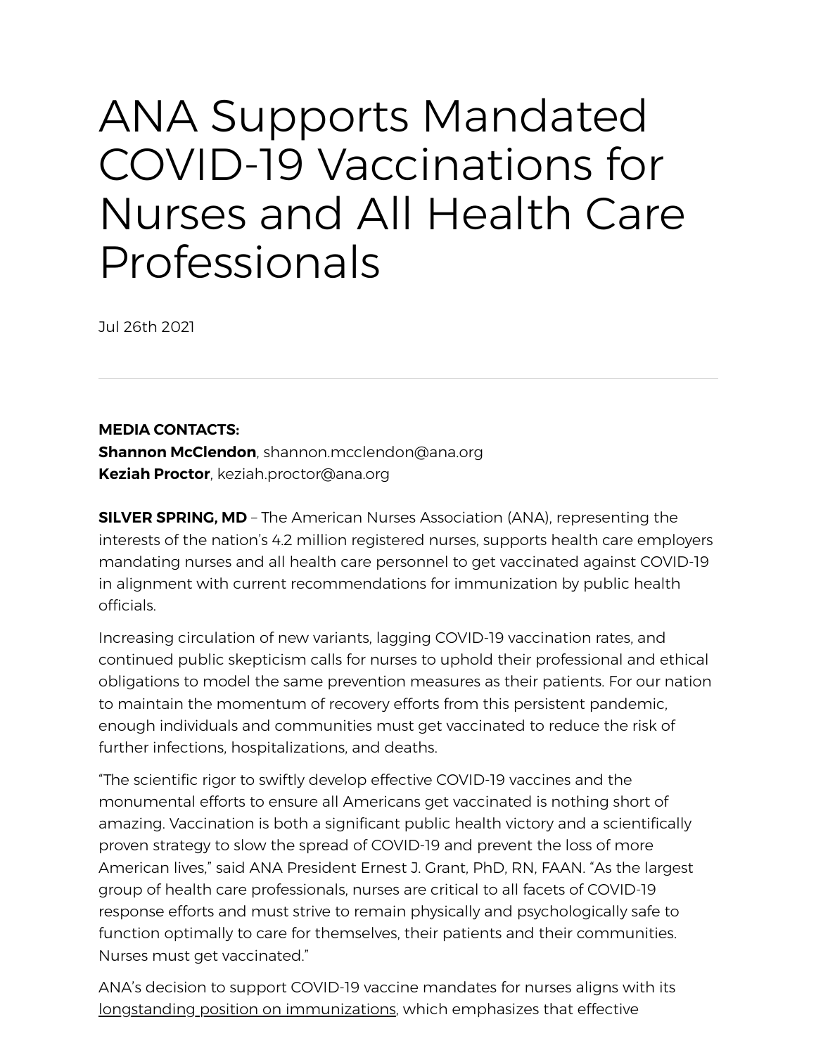# ANA Supports Mandated COVID-19 Vaccinations for Nurses and All Health Care Professionals

Jul 26th 2021

---

**MEDIA CONTACTS:**
**Shannon McClendon**, shannon.mcclendon@ana.org
**Keziah Proctor**, keziah.proctor@ana.org

**SILVER SPRING, MD** – The American Nurses Association (ANA), representing the interests of the nation's 4.2 million registered nurses, supports health care employers mandating nurses and all health care personnel to get vaccinated against COVID-19 in alignment with current recommendations for immunization by public health officials.

Increasing circulation of new variants, lagging COVID-19 vaccination rates, and continued public skepticism calls for nurses to uphold their professional and ethical obligations to model the same prevention measures as their patients. For our nation to maintain the momentum of recovery efforts from this persistent pandemic, enough individuals and communities must get vaccinated to reduce the risk of further infections, hospitalizations, and deaths.

"The scientific rigor to swiftly develop effective COVID-19 vaccines and the monumental efforts to ensure all Americans get vaccinated is nothing short of amazing. Vaccination is both a significant public health victory and a scientifically proven strategy to slow the spread of COVID-19 and prevent the loss of more American lives," said ANA President Ernest J. Grant, PhD, RN, FAAN. "As the largest group of health care professionals, nurses are critical to all facets of COVID-19 response efforts and must strive to remain physically and psychologically safe to function optimally to care for themselves, their patients and their communities. Nurses must get vaccinated."

ANA's decision to support COVID-19 vaccine mandates for nurses aligns with its longstanding position on immunizations, which emphasizes that effective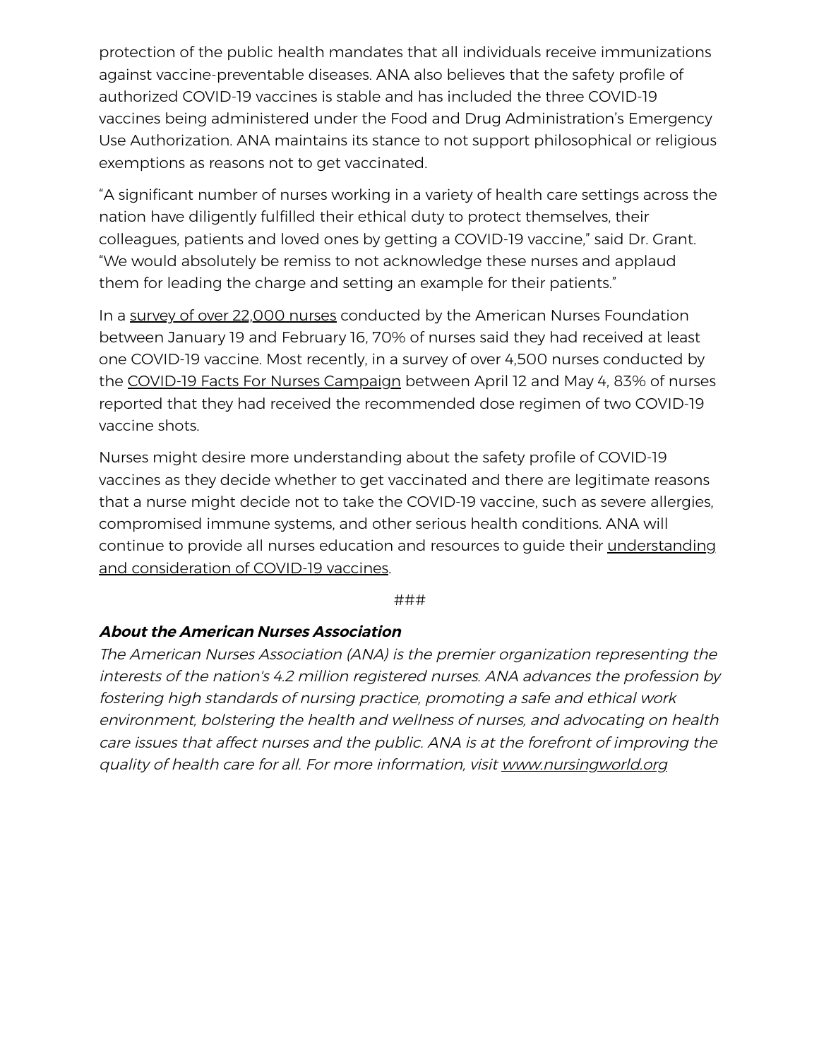protection of the public health mandates that all individuals receive immunizations against vaccine-preventable diseases. ANA also believes that the safety profile of authorized COVID-19 vaccines is stable and has included the three COVID-19 vaccines being administered under the Food and Drug Administration's Emergency Use Authorization. ANA maintains its stance to not support philosophical or religious exemptions as reasons not to get vaccinated.

"A significant number of nurses working in a variety of health care settings across the nation have diligently fulfilled their ethical duty to protect themselves, their colleagues, patients and loved ones by getting a COVID-19 vaccine," said Dr. Grant. "We would absolutely be remiss to not acknowledge these nurses and applaud them for leading the charge and setting an example for their patients."

In a survey of over 22,000 nurses conducted by the American Nurses Foundation between January 19 and February 16, 70% of nurses said they had received at least one COVID-19 vaccine. Most recently, in a survey of over 4,500 nurses conducted by the COVID-19 Facts For Nurses Campaign between April 12 and May 4, 83% of nurses reported that they had received the recommended dose regimen of two COVID-19 vaccine shots.

Nurses might desire more understanding about the safety profile of COVID-19 vaccines as they decide whether to get vaccinated and there are legitimate reasons that a nurse might decide not to take the COVID-19 vaccine, such as severe allergies, compromised immune systems, and other serious health conditions. ANA will continue to provide all nurses education and resources to guide their understanding and consideration of COVID-19 vaccines.

###

***About the American Nurses Association***

*The American Nurses Association (ANA) is the premier organization representing the interests of the nation's 4.2 million registered nurses. ANA advances the profession by fostering high standards of nursing practice, promoting a safe and ethical work environment, bolstering the health and wellness of nurses, and advocating on health care issues that affect nurses and the public. ANA is at the forefront of improving the quality of health care for all. For more information, visit www.nursingworld.org*